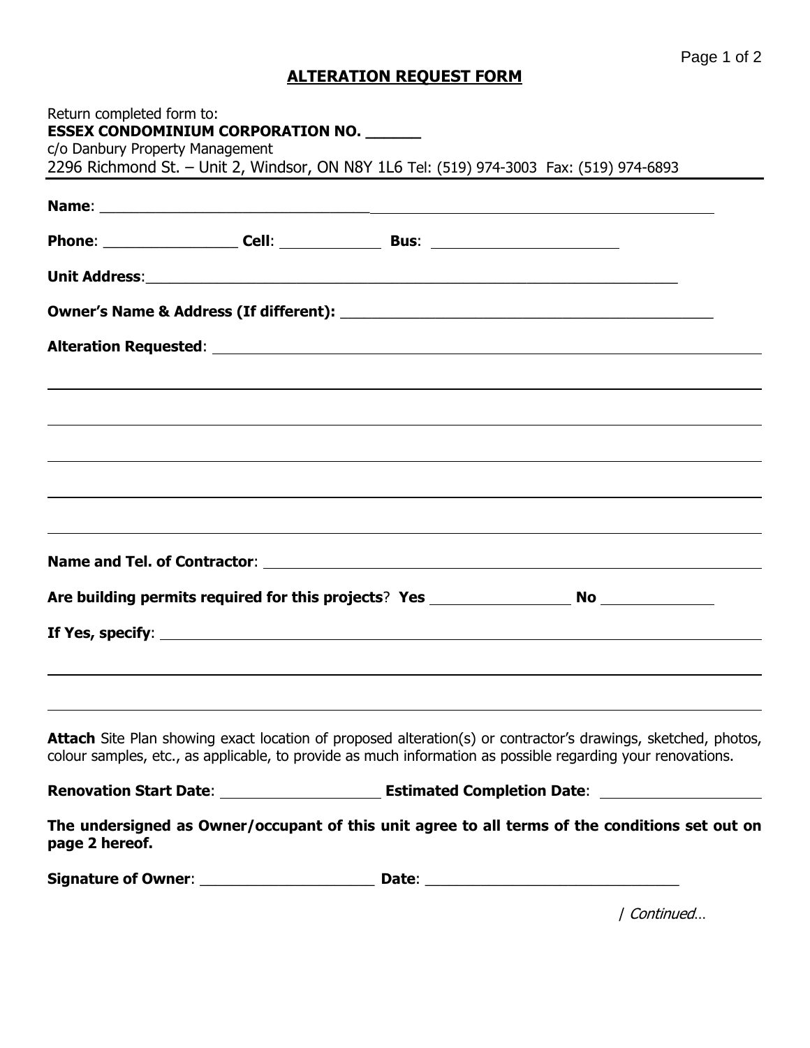# ALTERATION REQUEST FORM

Return completed form to:
**ESSEX CONDOMINIUM CORPORATION NO. ______**
c/o Danbury Property Management
2296 Richmond St. – Unit 2, Windsor, ON N8Y 1L6 Tel: (519) 974-3003 Fax: (519) 974-6893

**Name**: ____________________________________________________________

**Phone**: ________________ **Cell**: ____________ **Bus**: ______________________

**Unit Address**:_______________________________________________________________

**Owner's Name & Address (If different):** ___________________________________________

**Alteration Requested**: ___________________________________________________________

______________________________________________________________________________

______________________________________________________________________________

______________________________________________________________________________

______________________________________________________________________________

______________________________________________________________________________

**Name and Tel. of Contractor**: ______________________________________________________

**Are building permits required for this projects**? **Yes** ________________ **No** _____________

**If Yes, specify**: ________________________________________________________________

______________________________________________________________________________

______________________________________________________________________________

**Attach** Site Plan showing exact location of proposed alteration(s) or contractor's drawings, sketched, photos, colour samples, etc., as applicable, to provide as much information as possible regarding your renovations.

**Renovation Start Date**: __________________ **Estimated Completion Date**: __________________

**The undersigned as Owner/occupant of this unit agree to all terms of the conditions set out on page 2 hereof.**

**Signature of Owner**: _____________________ **Date**: _______________________________

/ *Continued…*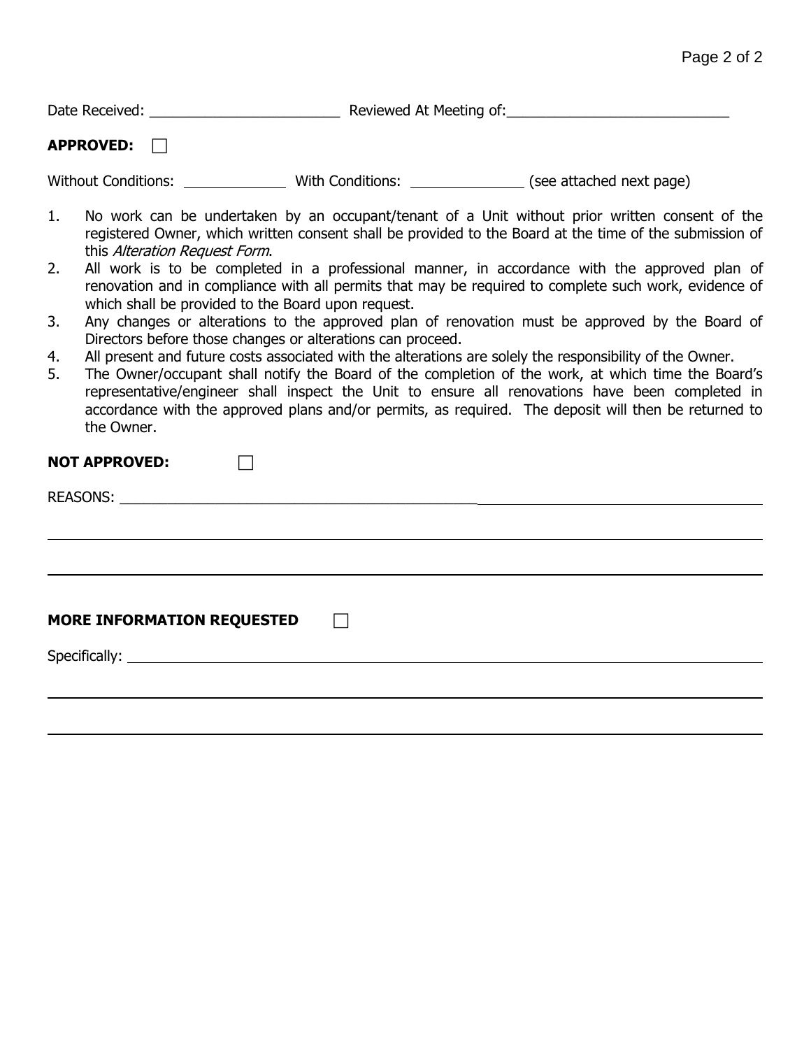Date Received: ________________________ Reviewed At Meeting of: ____________________________

**APPROVED:** ☐

Without Conditions: _____________ With Conditions: ______________ (see attached next page)

1. No work can be undertaken by an occupant/tenant of a Unit without prior written consent of the registered Owner, which written consent shall be provided to the Board at the time of the submission of this *Alteration Request Form*.
2. All work is to be completed in a professional manner, in accordance with the approved plan of renovation and in compliance with all permits that may be required to complete such work, evidence of which shall be provided to the Board upon request.
3. Any changes or alterations to the approved plan of renovation must be approved by the Board of Directors before those changes or alterations can proceed.
4. All present and future costs associated with the alterations are solely the responsibility of the Owner.
5. The Owner/occupant shall notify the Board of the completion of the work, at which time the Board's representative/engineer shall inspect the Unit to ensure all renovations have been completed in accordance with the approved plans and/or permits, as required. The deposit will then be returned to the Owner.

**NOT APPROVED:** ☐

REASONS: ________________________________________________________________________

________________________________________________________________________________

________________________________________________________________________________

**MORE INFORMATION REQUESTED** ☐

Specifically: ______________________________________________________________________

________________________________________________________________________________

________________________________________________________________________________